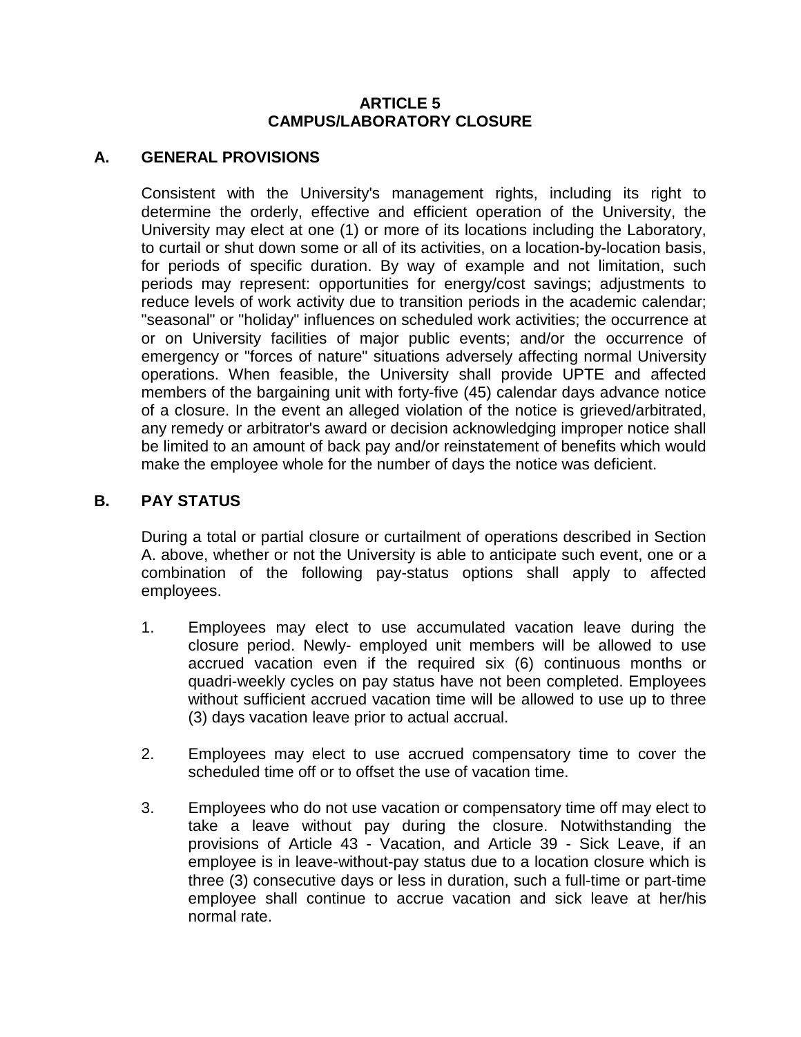# ARTICLE 5
# CAMPUS/LABORATORY CLOSURE

## A. GENERAL PROVISIONS

Consistent with the University's management rights, including its right to determine the orderly, effective and efficient operation of the University, the University may elect at one (1) or more of its locations including the Laboratory, to curtail or shut down some or all of its activities, on a location-by-location basis, for periods of specific duration. By way of example and not limitation, such periods may represent: opportunities for energy/cost savings; adjustments to reduce levels of work activity due to transition periods in the academic calendar; "seasonal" or "holiday" influences on scheduled work activities; the occurrence at or on University facilities of major public events; and/or the occurrence of emergency or "forces of nature" situations adversely affecting normal University operations. When feasible, the University shall provide UPTE and affected members of the bargaining unit with forty-five (45) calendar days advance notice of a closure. In the event an alleged violation of the notice is grieved/arbitrated, any remedy or arbitrator's award or decision acknowledging improper notice shall be limited to an amount of back pay and/or reinstatement of benefits which would make the employee whole for the number of days the notice was deficient.

## B. PAY STATUS

During a total or partial closure or curtailment of operations described in Section A. above, whether or not the University is able to anticipate such event, one or a combination of the following pay-status options shall apply to affected employees.

1. Employees may elect to use accumulated vacation leave during the closure period. Newly- employed unit members will be allowed to use accrued vacation even if the required six (6) continuous months or quadri-weekly cycles on pay status have not been completed. Employees without sufficient accrued vacation time will be allowed to use up to three (3) days vacation leave prior to actual accrual.

2. Employees may elect to use accrued compensatory time to cover the scheduled time off or to offset the use of vacation time.

3. Employees who do not use vacation or compensatory time off may elect to take a leave without pay during the closure. Notwithstanding the provisions of Article 43 - Vacation, and Article 39 - Sick Leave, if an employee is in leave-without-pay status due to a location closure which is three (3) consecutive days or less in duration, such a full-time or part-time employee shall continue to accrue vacation and sick leave at her/his normal rate.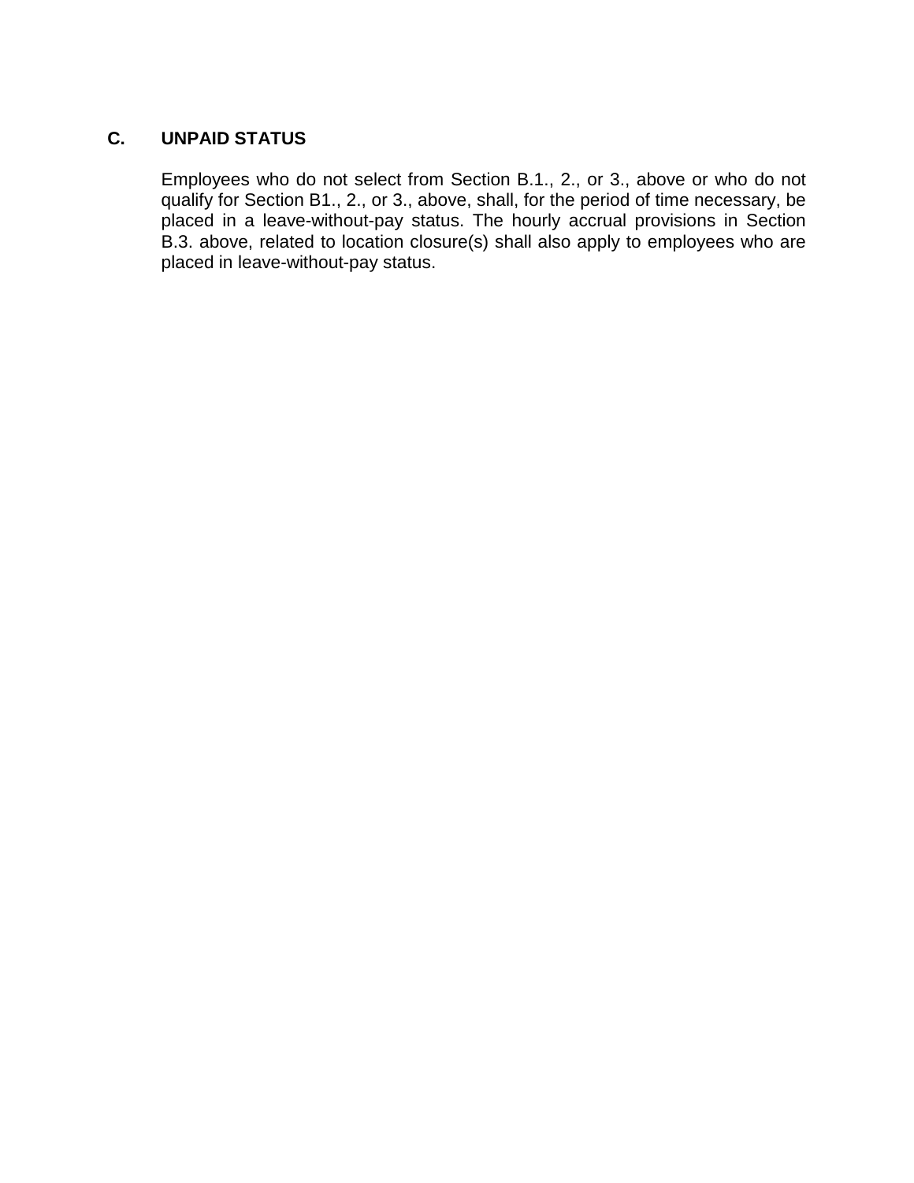## C. UNPAID STATUS

Employees who do not select from Section B.1., 2., or 3., above or who do not qualify for Section B1., 2., or 3., above, shall, for the period of time necessary, be placed in a leave-without-pay status. The hourly accrual provisions in Section B.3. above, related to location closure(s) shall also apply to employees who are placed in leave-without-pay status.